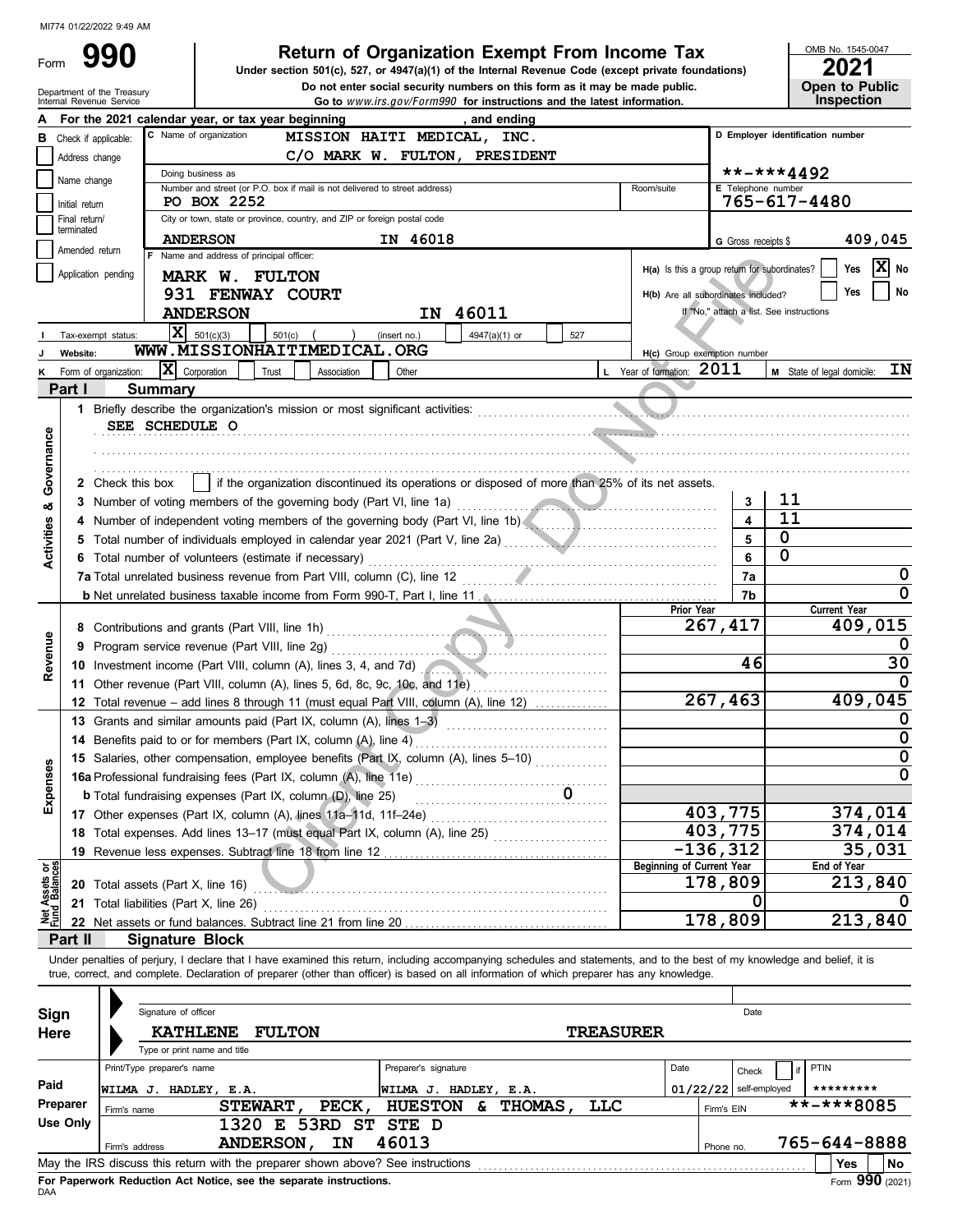MI774 01/22/2022 9:49 AM

Form **990**

# Return of Organization Exempt From Income Tax

**Under section 501(c), 527, or 4947(a)(1) of the Internal Revenue Code (except private foundations)**

**Do not enter social security numbers on this form as it may be made public.**

**Go to** *www.irs.gov/Form990* **for instructions and the latest information.**

Department of the Treasury
Internal Revenue Service

OMB No. 1545-0047

**2021**

**Open to Public Inspection**

**A** For the 2021 calendar year, or tax year beginning , and ending

**B** Check if applicable:
- Address change
- Name change
- Initial return
- Final return/terminated
- Amended return
- Application pending

**C** Name of organization: MISSION HAITI MEDICAL, INC.
C/O MARK W. FULTON, PRESIDENT

Doing business as

Number and street (or P.O. box if mail is not delivered to street address): PO BOX 2252 Room/suite

City or town, state or province, country, and ZIP or foreign postal code: ANDERSON IN 46018

**D** Employer identification number: **-***4492

**E** Telephone number: 765-617-4480

**G** Gross receipts $ 409,045

**F** Name and address of principal officer:
MARK W. FULTON
931 FENWAY COURT
ANDERSON IN 46011

H(a) Is this a group return for subordinates? Yes [ ] No [X]

H(b) Are all subordinates included? Yes [ ] No [ ]
If "No," attach a list. See instructions

**I** Tax-exempt status: [X] 501(c)(3) [ ] 501(c) ( ) (insert no.) [ ] 4947(a)(1) or [ ] 527

**J** Website: WWW.MISSIONHAITIMEDICAL.ORG

H(c) Group exemption number

**K** Form of organization: [X] Corporation [ ] Trust [ ] Association [ ] Other

**L** Year of formation: 2011

**M** State of legal domicile: IN

## Part I Summary

**Activities & Governance**

1 Briefly describe the organization's mission or most significant activities:
SEE SCHEDULE O

2 Check this box [ ] if the organization discontinued its operations or disposed of more than 25% of its net assets.

| | | | |
|---|---|---|---|
| 3 | Number of voting members of the governing body (Part VI, line 1a) | 3 | 11 |
| 4 | Number of independent voting members of the governing body (Part VI, line 1b) | 4 | 11 |
| 5 | Total number of individuals employed in calendar year 2021 (Part V, line 2a) | 5 | 0 |
| 6 | Total number of volunteers (estimate if necessary) | 6 | 0 |
| 7a | Total unrelated business revenue from Part VIII, column (C), line 12 | 7a | 0 |
| b | Net unrelated business taxable income from Form 990-T, Part I, line 11 | 7b | 0 |

| | | Prior Year | Current Year |
|---|---|---|---|
| **Revenue** | | | |
| 8 | Contributions and grants (Part VIII, line 1h) | 267,417 | 409,015 |
| 9 | Program service revenue (Part VIII, line 2g) | | 0 |
| 10 | Investment income (Part VIII, column (A), lines 3, 4, and 7d) | 46 | 30 |
| 11 | Other revenue (Part VIII, column (A), lines 5, 6d, 8c, 9c, 10c, and 11e) | | 0 |
| 12 | Total revenue – add lines 8 through 11 (must equal Part VIII, column (A), line 12) | 267,463 | 409,045 |
| **Expenses** | | | |
| 13 | Grants and similar amounts paid (Part IX, column (A), lines 1–3) | | 0 |
| 14 | Benefits paid to or for members (Part IX, column (A), line 4) | | 0 |
| 15 | Salaries, other compensation, employee benefits (Part IX, column (A), lines 5–10) | | 0 |
| 16a | Professional fundraising fees (Part IX, column (A), line 11e) | | 0 |
| b | Total fundraising expenses (Part IX, column (D), line 25) 0 | | |
| 17 | Other expenses (Part IX, column (A), lines 11a–11d, 11f–24e) | 403,775 | 374,014 |
| 18 | Total expenses. Add lines 13–17 (must equal Part IX, column (A), line 25) | 403,775 | 374,014 |
| 19 | Revenue less expenses. Subtract line 18 from line 12 | -136,312 | 35,031 |
| **Net Assets or Fund Balances** | | **Beginning of Current Year** | **End of Year** |
| 20 | Total assets (Part X, line 16) | 178,809 | 213,840 |
| 21 | Total liabilities (Part X, line 26) | 0 | 0 |
| 22 | Net assets or fund balances. Subtract line 21 from line 20 | 178,809 | 213,840 |

## Part II Signature Block

Under penalties of perjury, I declare that I have examined this return, including accompanying schedules and statements, and to the best of my knowledge and belief, it is true, correct, and complete. Declaration of preparer (other than officer) is based on all information of which preparer has any knowledge.

**Sign Here**

Signature of officer Date

KATHLENE FULTON TREASURER
Type or print name and title

**Paid Preparer Use Only**

| Print/Type preparer's name | Preparer's signature | Date | Check [ ] if self-employed | PTIN |
|---|---|---|---|---|
| WILMA J. HADLEY, E.A. | WILMA J. HADLEY, E.A. | 01/22/22 | | ********* |

Firm's name: STEWART, PECK, HUESTON & THOMAS, LLC Firm's EIN: **-***8085

Firm's address: 1320 E 53RD ST STE D, ANDERSON, IN 46013 Phone no. 765-644-8888

May the IRS discuss this return with the preparer shown above? See instructions Yes No

**For Paperwork Reduction Act Notice, see the separate instructions.**

DAA Form **990** (2021)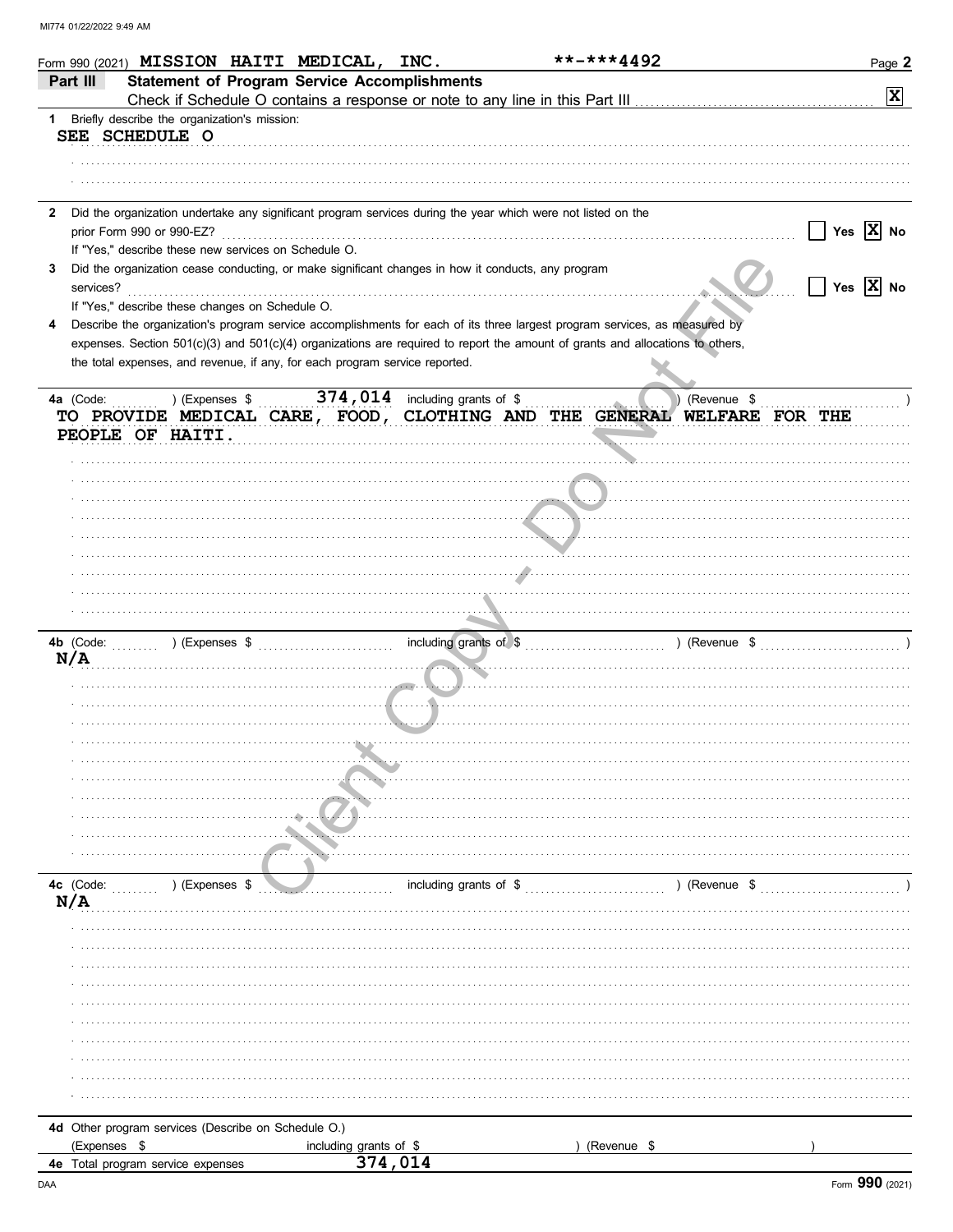Form 990 (2021) MISSION HAITI MEDICAL, INC. **-***4492

## Part III Statement of Program Service Accomplishments

Check if Schedule O contains a response or note to any line in this Part III [X]

**1** Briefly describe the organization's mission:

SEE SCHEDULE O

**2** Did the organization undertake any significant program services during the year which were not listed on the prior Form 990 or 990-EZ? [ ] Yes [X] No

If "Yes," describe these new services on Schedule O.

**3** Did the organization cease conducting, or make significant changes in how it conducts, any program services? [ ] Yes [X] No

If "Yes," describe these changes on Schedule O.

**4** Describe the organization's program service accomplishments for each of its three largest program services, as measured by expenses. Section 501(c)(3) and 501(c)(4) organizations are required to report the amount of grants and allocations to others, the total expenses, and revenue, if any, for each program service reported.

**4a** (Code: ) (Expenses $ 374,014 including grants of $ ) (Revenue $ )

TO PROVIDE MEDICAL CARE, FOOD, CLOTHING AND THE GENERAL WELFARE FOR THE PEOPLE OF HAITI.

**4b** (Code: ) (Expenses $ including grants of $ ) (Revenue $ )

N/A

**4c** (Code: ) (Expenses $ including grants of $ ) (Revenue $ )

N/A

**4d** Other program services (Describe on Schedule O.)

(Expenses $ including grants of $ ) (Revenue $ )

**4e** Total program service expenses 374,014

Form **990** (2021)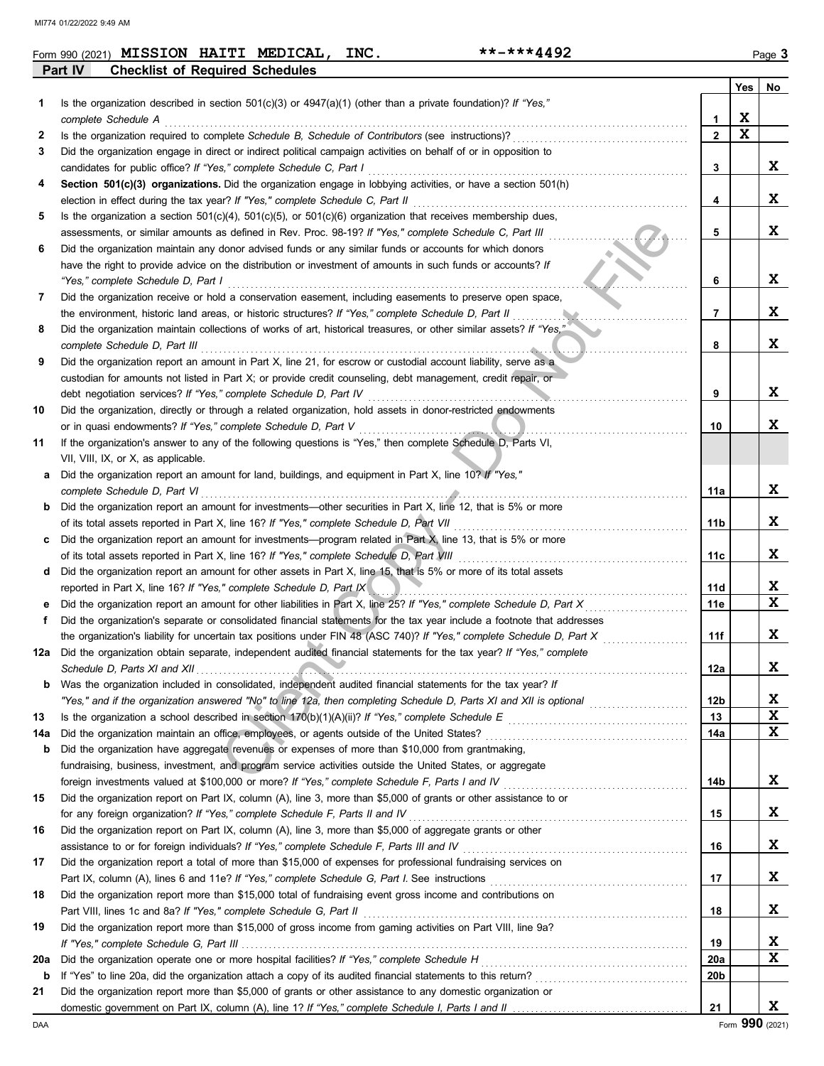Form 990 (2021) **MISSION HAITI MEDICAL, INC.** **-***4492

## Part IV Checklist of Required Schedules

| | | | Yes | No |
|---|---|---|---|---|
| 1 | Is the organization described in section 501(c)(3) or 4947(a)(1) (other than a private foundation)? *If "Yes," complete Schedule A* | 1 | X | |
| 2 | Is the organization required to complete *Schedule B, Schedule of Contributors* (see instructions)? | 2 | X | |
| 3 | Did the organization engage in direct or indirect political campaign activities on behalf of or in opposition to candidates for public office? *If "Yes," complete Schedule C, Part I* | 3 | | X |
| 4 | **Section 501(c)(3) organizations.** Did the organization engage in lobbying activities, or have a section 501(h) election in effect during the tax year? *If "Yes," complete Schedule C, Part II* | 4 | | X |
| 5 | Is the organization a section 501(c)(4), 501(c)(5), or 501(c)(6) organization that receives membership dues, assessments, or similar amounts as defined in Rev. Proc. 98-19? *If "Yes," complete Schedule C, Part III* | 5 | | X |
| 6 | Did the organization maintain any donor advised funds or any similar funds or accounts for which donors have the right to provide advice on the distribution or investment of amounts in such funds or accounts? *If "Yes," complete Schedule D, Part I* | 6 | | X |
| 7 | Did the organization receive or hold a conservation easement, including easements to preserve open space, the environment, historic land areas, or historic structures? *If "Yes," complete Schedule D, Part II* | 7 | | X |
| 8 | Did the organization maintain collections of works of art, historical treasures, or other similar assets? *If "Yes," complete Schedule D, Part III* | 8 | | X |
| 9 | Did the organization report an amount in Part X, line 21, for escrow or custodial account liability, serve as a custodian for amounts not listed in Part X; or provide credit counseling, debt management, credit repair, or debt negotiation services? *If "Yes," complete Schedule D, Part IV* | 9 | | X |
| 10 | Did the organization, directly or through a related organization, hold assets in donor-restricted endowments or in quasi endowments? *If "Yes," complete Schedule D, Part V* | 10 | | X |
| 11 | If the organization's answer to any of the following questions is "Yes," then complete Schedule D, Parts VI, VII, VIII, IX, or X, as applicable. | | | |
| a | Did the organization report an amount for land, buildings, and equipment in Part X, line 10? *If "Yes," complete Schedule D, Part VI* | 11a | | X |
| b | Did the organization report an amount for investments—other securities in Part X, line 12, that is 5% or more of its total assets reported in Part X, line 16? *If "Yes," complete Schedule D, Part VII* | 11b | | X |
| c | Did the organization report an amount for investments—program related in Part X, line 13, that is 5% or more of its total assets reported in Part X, line 16? *If "Yes," complete Schedule D, Part VIII* | 11c | | X |
| d | Did the organization report an amount for other assets in Part X, line 15, that is 5% or more of its total assets reported in Part X, line 16? *If "Yes," complete Schedule D, Part IX* | 11d | | X |
| e | Did the organization report an amount for other liabilities in Part X, line 25? *If "Yes," complete Schedule D, Part X* | 11e | | X |
| f | Did the organization's separate or consolidated financial statements for the tax year include a footnote that addresses the organization's liability for uncertain tax positions under FIN 48 (ASC 740)? *If "Yes," complete Schedule D, Part X* | 11f | | X |
| 12a | Did the organization obtain separate, independent audited financial statements for the tax year? *If "Yes," complete Schedule D, Parts XI and XII* | 12a | | X |
| b | Was the organization included in consolidated, independent audited financial statements for the tax year? *If "Yes," and if the organization answered "No" to line 12a, then completing Schedule D, Parts XI and XII is optional* | 12b | | X |
| 13 | Is the organization a school described in section 170(b)(1)(A)(ii)? *If "Yes," complete Schedule E* | 13 | | X |
| 14a | Did the organization maintain an office, employees, or agents outside of the United States? | 14a | | X |
| b | Did the organization have aggregate revenues or expenses of more than $10,000 from grantmaking, fundraising, business, investment, and program service activities outside the United States, or aggregate foreign investments valued at $100,000 or more? *If "Yes," complete Schedule F, Parts I and IV* | 14b | | X |
| 15 | Did the organization report on Part IX, column (A), line 3, more than $5,000 of grants or other assistance to or for any foreign organization? *If "Yes," complete Schedule F, Parts II and IV* | 15 | | X |
| 16 | Did the organization report on Part IX, column (A), line 3, more than $5,000 of aggregate grants or other assistance to or for foreign individuals? *If "Yes," complete Schedule F, Parts III and IV* | 16 | | X |
| 17 | Did the organization report a total of more than $15,000 of expenses for professional fundraising services on Part IX, column (A), lines 6 and 11e? *If "Yes," complete Schedule G, Part I.* See instructions | 17 | | X |
| 18 | Did the organization report more than $15,000 total of fundraising event gross income and contributions on Part VIII, lines 1c and 8a? *If "Yes," complete Schedule G, Part II* | 18 | | X |
| 19 | Did the organization report more than $15,000 of gross income from gaming activities on Part VIII, line 9a? *If "Yes," complete Schedule G, Part III* | 19 | | X |
| 20a | Did the organization operate one or more hospital facilities? *If "Yes," complete Schedule H* | 20a | | X |
| b | If "Yes" to line 20a, did the organization attach a copy of its audited financial statements to this return? | 20b | | |
| 21 | Did the organization report more than $5,000 of grants or other assistance to any domestic organization or domestic government on Part IX, column (A), line 1? *If "Yes," complete Schedule I, Parts I and II* | 21 | | X |

Form **990** (2021)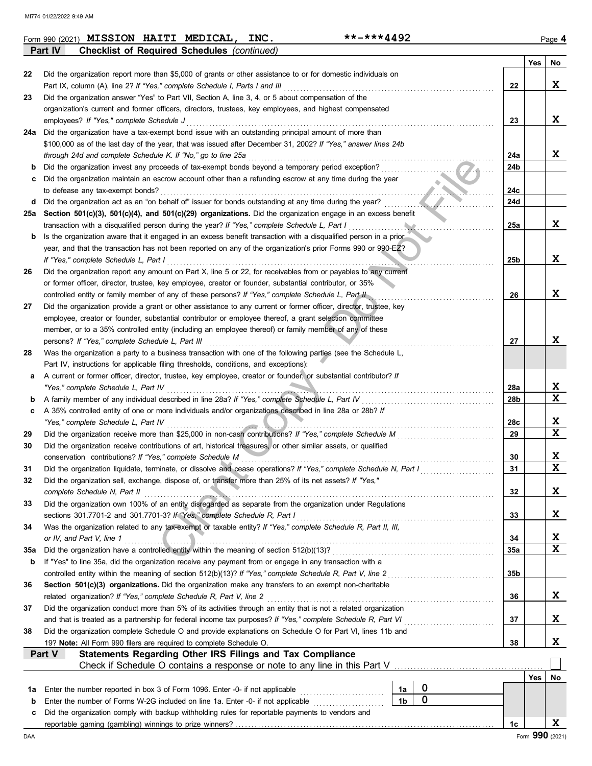Form 990 (2021) **MISSION HAITI MEDICAL, INC.** **-***4492 Page **4**

**Part IV** **Checklist of Required Schedules** *(continued)*

| | | | Yes | No |
|---|---|---|---|---|
| 22 | Did the organization report more than $5,000 of grants or other assistance to or for domestic individuals on Part IX, column (A), line 2? *If "Yes," complete Schedule I, Parts I and III* | 22 | | X |
| 23 | Did the organization answer "Yes" to Part VII, Section A, line 3, 4, or 5 about compensation of the organization's current and former officers, directors, trustees, key employees, and highest compensated employees? *If "Yes," complete Schedule J* | 23 | | X |
| 24a | Did the organization have a tax-exempt bond issue with an outstanding principal amount of more than $100,000 as of the last day of the year, that was issued after December 31, 2002? *If "Yes," answer lines 24b through 24d and complete Schedule K. If "No," go to line 25a* | 24a | | X |
| b | Did the organization invest any proceeds of tax-exempt bonds beyond a temporary period exception? | 24b | | |
| c | Did the organization maintain an escrow account other than a refunding escrow at any time during the year to defease any tax-exempt bonds? | 24c | | |
| d | Did the organization act as an "on behalf of" issuer for bonds outstanding at any time during the year? | 24d | | |
| 25a | **Section 501(c)(3), 501(c)(4), and 501(c)(29) organizations.** Did the organization engage in an excess benefit transaction with a disqualified person during the year? *If "Yes," complete Schedule L, Part I* | 25a | | X |
| b | Is the organization aware that it engaged in an excess benefit transaction with a disqualified person in a prior year, and that the transaction has not been reported on any of the organization's prior Forms 990 or 990-EZ? *If "Yes," complete Schedule L, Part I* | 25b | | X |
| 26 | Did the organization report any amount on Part X, line 5 or 22, for receivables from or payables to any current or former officer, director, trustee, key employee, creator or founder, substantial contributor, or 35% controlled entity or family member of any of these persons? *If "Yes," complete Schedule L, Part II* | 26 | | X |
| 27 | Did the organization provide a grant or other assistance to any current or former officer, director, trustee, key employee, creator or founder, substantial contributor or employee thereof, a grant selection committee member, or to a 35% controlled entity (including an employee thereof) or family member of any of these persons? *If "Yes," complete Schedule L, Part III* | 27 | | X |
| 28 | Was the organization a party to a business transaction with one of the following parties (see the Schedule L, Part IV, instructions for applicable filing thresholds, conditions, and exceptions): | | | |
| a | A current or former officer, director, trustee, key employee, creator or founder, or substantial contributor? *If "Yes," complete Schedule L, Part IV* | 28a | | X |
| b | A family member of any individual described in line 28a? *If "Yes," complete Schedule L, Part IV* | 28b | | X |
| c | A 35% controlled entity of one or more individuals and/or organizations described in line 28a or 28b? *If "Yes," complete Schedule L, Part IV* | 28c | | X |
| 29 | Did the organization receive more than $25,000 in non-cash contributions? *If "Yes," complete Schedule M* | 29 | | X |
| 30 | Did the organization receive contributions of art, historical treasures, or other similar assets, or qualified conservation contributions? *If "Yes," complete Schedule M* | 30 | | X |
| 31 | Did the organization liquidate, terminate, or dissolve and cease operations? *If "Yes," complete Schedule N, Part I* | 31 | | X |
| 32 | Did the organization sell, exchange, dispose of, or transfer more than 25% of its net assets? *If "Yes," complete Schedule N, Part II* | 32 | | X |
| 33 | Did the organization own 100% of an entity disregarded as separate from the organization under Regulations sections 301.7701-2 and 301.7701-3? *If "Yes," complete Schedule R, Part I* | 33 | | X |
| 34 | Was the organization related to any tax-exempt or taxable entity? *If "Yes," complete Schedule R, Part II, III, or IV, and Part V, line 1* | 34 | | X |
| 35a | Did the organization have a controlled entity within the meaning of section 512(b)(13)? | 35a | | X |
| b | If "Yes" to line 35a, did the organization receive any payment from or engage in any transaction with a controlled entity within the meaning of section 512(b)(13)? *If "Yes," complete Schedule R, Part V, line 2* | 35b | | |
| 36 | **Section 501(c)(3) organizations.** Did the organization make any transfers to an exempt non-charitable related organization? *If "Yes," complete Schedule R, Part V, line 2* | 36 | | X |
| 37 | Did the organization conduct more than 5% of its activities through an entity that is not a related organization and that is treated as a partnership for federal income tax purposes? *If "Yes," complete Schedule R, Part VI* | 37 | | X |
| 38 | Did the organization complete Schedule O and provide explanations on Schedule O for Part VI, lines 11b and 19? **Note:** All Form 990 filers are required to complete Schedule O. | 38 | | X |

**Part V** **Statements Regarding Other IRS Filings and Tax Compliance**

Check if Schedule O contains a response or note to any line in this Part V ☐

| | | | | | Yes | No |
|---|---|---|---|---|---|---|
| 1a | Enter the number reported in box 3 of Form 1096. Enter -0- if not applicable | 1a | 0 | | | |
| b | Enter the number of Forms W-2G included on line 1a. Enter -0- if not applicable | 1b | 0 | | | |
| c | Did the organization comply with backup withholding rules for reportable payments to vendors and reportable gaming (gambling) winnings to prize winners? | | | 1c | | X |

Form **990** (2021)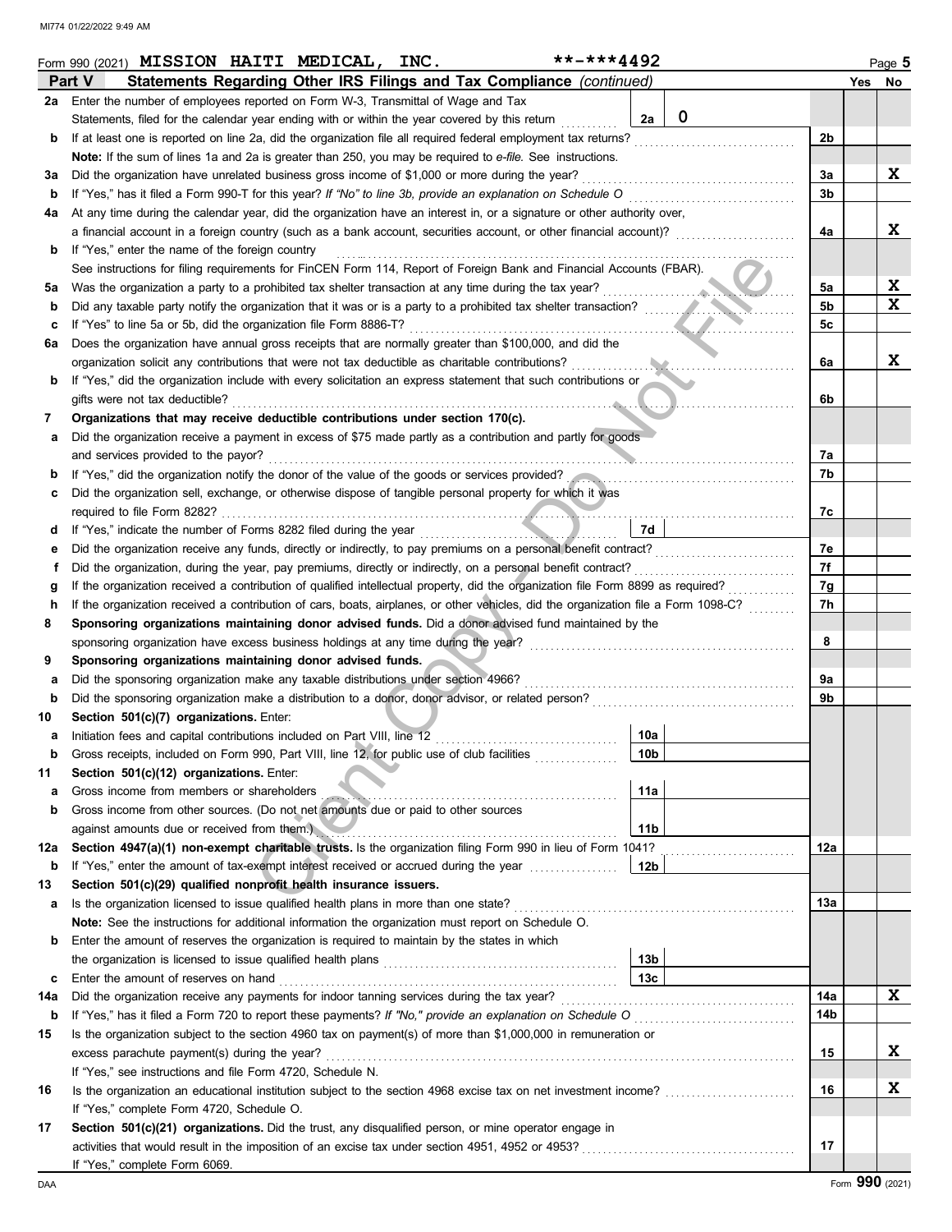Form 990 (2021) **MISSION HAITI MEDICAL, INC.** \*\*-\*\*\*4492 Page 5

## Part V Statements Regarding Other IRS Filings and Tax Compliance *(continued)*

| | | | | Yes | No |
|---|---|---|---|---|---|
| **2a** | Enter the number of employees reported on Form W-3, Transmittal of Wage and Tax Statements, filed for the calendar year ending with or within the year covered by this return | **2a** 0 | | | |
| **b** | If at least one is reported on line 2a, did the organization file all required federal employment tax returns? | | **2b** | | |
| | **Note:** If the sum of lines 1a and 2a is greater than 250, you may be required to *e-file.* See instructions. | | | | |
| **3a** | Did the organization have unrelated business gross income of $1,000 or more during the year? | | **3a** | | X |
| **b** | If "Yes," has it filed a Form 990-T for this year? *If "No" to line 3b, provide an explanation on Schedule O* | | **3b** | | |
| **4a** | At any time during the calendar year, did the organization have an interest in, or a signature or other authority over, a financial account in a foreign country (such as a bank account, securities account, or other financial account)? | | **4a** | | X |
| **b** | If "Yes," enter the name of the foreign country | | | | |
| | See instructions for filing requirements for FinCEN Form 114, Report of Foreign Bank and Financial Accounts (FBAR). | | | | |
| **5a** | Was the organization a party to a prohibited tax shelter transaction at any time during the tax year? | | **5a** | | X |
| **b** | Did any taxable party notify the organization that it was or is a party to a prohibited tax shelter transaction? | | **5b** | | X |
| **c** | If "Yes" to line 5a or 5b, did the organization file Form 8886-T? | | **5c** | | |
| **6a** | Does the organization have annual gross receipts that are normally greater than $100,000, and did the organization solicit any contributions that were not tax deductible as charitable contributions? | | **6a** | | X |
| **b** | If "Yes," did the organization include with every solicitation an express statement that such contributions or gifts were not tax deductible? | | **6b** | | |
| **7** | **Organizations that may receive deductible contributions under section 170(c).** | | | | |
| **a** | Did the organization receive a payment in excess of $75 made partly as a contribution and partly for goods and services provided to the payor? | | **7a** | | |
| **b** | If "Yes," did the organization notify the donor of the value of the goods or services provided? | | **7b** | | |
| **c** | Did the organization sell, exchange, or otherwise dispose of tangible personal property for which it was required to file Form 8282? | | **7c** | | |
| **d** | If "Yes," indicate the number of Forms 8282 filed during the year | **7d** | | | |
| **e** | Did the organization receive any funds, directly or indirectly, to pay premiums on a personal benefit contract? | | **7e** | | |
| **f** | Did the organization, during the year, pay premiums, directly or indirectly, on a personal benefit contract? | | **7f** | | |
| **g** | If the organization received a contribution of qualified intellectual property, did the organization file Form 8899 as required? | | **7g** | | |
| **h** | If the organization received a contribution of cars, boats, airplanes, or other vehicles, did the organization file a Form 1098-C? | | **7h** | | |
| **8** | **Sponsoring organizations maintaining donor advised funds.** Did a donor advised fund maintained by the sponsoring organization have excess business holdings at any time during the year? | | **8** | | |
| **9** | **Sponsoring organizations maintaining donor advised funds.** | | | | |
| **a** | Did the sponsoring organization make any taxable distributions under section 4966? | | **9a** | | |
| **b** | Did the sponsoring organization make a distribution to a donor, donor advisor, or related person? | | **9b** | | |
| **10** | **Section 501(c)(7) organizations.** Enter: | | | | |
| **a** | Initiation fees and capital contributions included on Part VIII, line 12 | **10a** | | | |
| **b** | Gross receipts, included on Form 990, Part VIII, line 12, for public use of club facilities | **10b** | | | |
| **11** | **Section 501(c)(12) organizations.** Enter: | | | | |
| **a** | Gross income from members or shareholders | **11a** | | | |
| **b** | Gross income from other sources. (Do not net amounts due or paid to other sources against amounts due or received from them.) | **11b** | | | |
| **12a** | **Section 4947(a)(1) non-exempt charitable trusts.** Is the organization filing Form 990 in lieu of Form 1041? | | **12a** | | |
| **b** | If "Yes," enter the amount of tax-exempt interest received or accrued during the year | **12b** | | | |
| **13** | **Section 501(c)(29) qualified nonprofit health insurance issuers.** | | | | |
| **a** | Is the organization licensed to issue qualified health plans in more than one state? | | **13a** | | |
| | **Note:** See the instructions for additional information the organization must report on Schedule O. | | | | |
| **b** | Enter the amount of reserves the organization is required to maintain by the states in which the organization is licensed to issue qualified health plans | **13b** | | | |
| **c** | Enter the amount of reserves on hand | **13c** | | | |
| **14a** | Did the organization receive any payments for indoor tanning services during the tax year? | | **14a** | | X |
| **b** | If "Yes," has it filed a Form 720 to report these payments? *If "No," provide an explanation on Schedule O* | | **14b** | | |
| **15** | Is the organization subject to the section 4960 tax on payment(s) of more than $1,000,000 in remuneration or excess parachute payment(s) during the year? | | **15** | | X |
| | If "Yes," see instructions and file Form 4720, Schedule N. | | | | |
| **16** | Is the organization an educational institution subject to the section 4968 excise tax on net investment income? | | **16** | | X |
| | If "Yes," complete Form 4720, Schedule O. | | | | |
| **17** | **Section 501(c)(21) organizations.** Did the trust, any disqualified person, or mine operator engage in activities that would result in the imposition of an excise tax under section 4951, 4952 or 4953? | | **17** | | |
| | If "Yes," complete Form 6069. | | | | |

Form **990** (2021)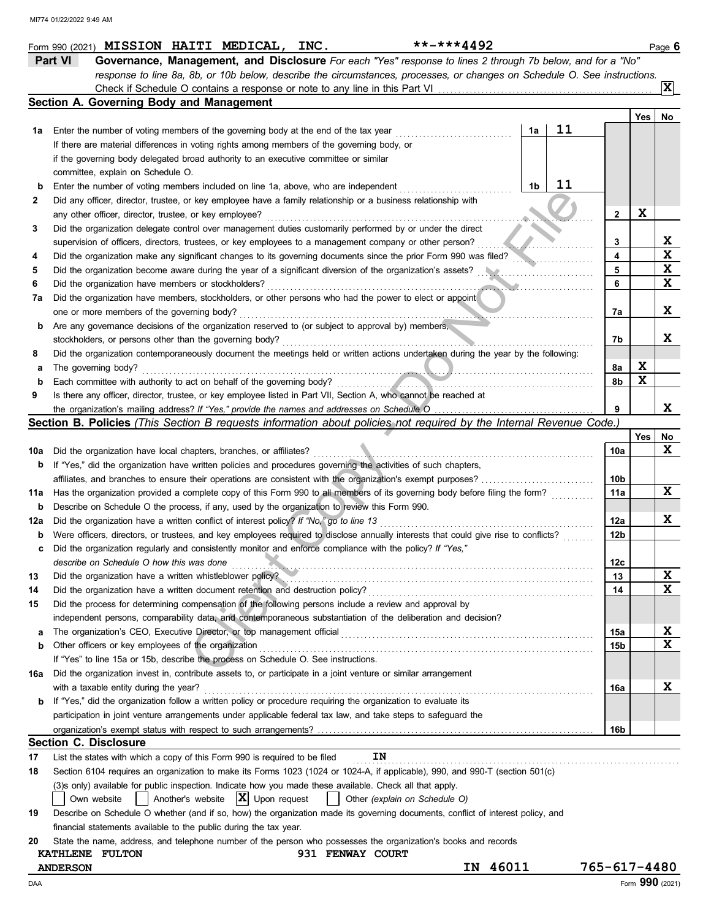Form 990 (2021) **MISSION HAITI MEDICAL, INC.** **-***4492

## Part VI Governance, Management, and Disclosure

*For each "Yes" response to lines 2 through 7b below, and for a "No" response to line 8a, 8b, or 10b below, describe the circumstances, processes, or changes on Schedule O. See instructions.*

Check if Schedule O contains a response or note to any line in this Part VI ... [X]

### Section A. Governing Body and Management

| | | | Yes | No |
|---|---|---|---|---|
| **1a** | Enter the number of voting members of the governing body at the end of the tax year ... **1a** 11 | | | |
| | If there are material differences in voting rights among members of the governing body, or if the governing body delegated broad authority to an executive committee or similar committee, explain on Schedule O. | | | |
| **b** | Enter the number of voting members included on line 1a, above, who are independent ... **1b** 11 | | | |
| **2** | Did any officer, director, trustee, or key employee have a family relationship or a business relationship with any other officer, director, trustee, or key employee? | 2 | X | |
| **3** | Did the organization delegate control over management duties customarily performed by or under the direct supervision of officers, directors, trustees, or key employees to a management company or other person? | 3 | | X |
| **4** | Did the organization make any significant changes to its governing documents since the prior Form 990 was filed? | 4 | | X |
| **5** | Did the organization become aware during the year of a significant diversion of the organization's assets? | 5 | | X |
| **6** | Did the organization have members or stockholders? | 6 | | X |
| **7a** | Did the organization have members, stockholders, or other persons who had the power to elect or appoint one or more members of the governing body? | 7a | | X |
| **b** | Are any governance decisions of the organization reserved to (or subject to approval by) members, stockholders, or persons other than the governing body? | 7b | | X |
| **8** | Did the organization contemporaneously document the meetings held or written actions undertaken during the year by the following: | | | |
| **a** | The governing body? | 8a | X | |
| **b** | Each committee with authority to act on behalf of the governing body? | 8b | X | |
| **9** | Is there any officer, director, trustee, or key employee listed in Part VII, Section A, who cannot be reached at the organization's mailing address? *If "Yes," provide the names and addresses on Schedule O* | 9 | | X |

### Section B. Policies *(This Section B requests information about policies not required by the Internal Revenue Code.)*

| | | | Yes | No |
|---|---|---|---|---|
| **10a** | Did the organization have local chapters, branches, or affiliates? | 10a | | X |
| **b** | If "Yes," did the organization have written policies and procedures governing the activities of such chapters, affiliates, and branches to ensure their operations are consistent with the organization's exempt purposes? | 10b | | |
| **11a** | Has the organization provided a complete copy of this Form 990 to all members of its governing body before filing the form? | 11a | | X |
| **b** | Describe on Schedule O the process, if any, used by the organization to review this Form 990. | | | |
| **12a** | Did the organization have a written conflict of interest policy? *If "No," go to line 13* | 12a | | X |
| **b** | Were officers, directors, or trustees, and key employees required to disclose annually interests that could give rise to conflicts? | 12b | | |
| **c** | Did the organization regularly and consistently monitor and enforce compliance with the policy? *If "Yes," describe on Schedule O how this was done* | 12c | | |
| **13** | Did the organization have a written whistleblower policy? | 13 | | X |
| **14** | Did the organization have a written document retention and destruction policy? | 14 | | X |
| **15** | Did the process for determining compensation of the following persons include a review and approval by independent persons, comparability data, and contemporaneous substantiation of the deliberation and decision? | | | |
| **a** | The organization's CEO, Executive Director, or top management official | 15a | | X |
| **b** | Other officers or key employees of the organization | 15b | | X |
| | If "Yes" to line 15a or 15b, describe the process on Schedule O. See instructions. | | | |
| **16a** | Did the organization invest in, contribute assets to, or participate in a joint venture or similar arrangement with a taxable entity during the year? | 16a | | X |
| **b** | If "Yes," did the organization follow a written policy or procedure requiring the organization to evaluate its participation in joint venture arrangements under applicable federal tax law, and take steps to safeguard the organization's exempt status with respect to such arrangements? | 16b | | |

### Section C. Disclosure

**17** List the states with which a copy of this Form 990 is required to be filed **IN**

**18** Section 6104 requires an organization to make its Forms 1023 (1024 or 1024-A, if applicable), 990, and 990-T (section 501(c)(3)s only) available for public inspection. Indicate how you made these available. Check all that apply.

[ ] Own website [ ] Another's website [X] Upon request [ ] Other *(explain on Schedule O)*

**19** Describe on Schedule O whether (and if so, how) the organization made its governing documents, conflict of interest policy, and financial statements available to the public during the tax year.

**20** State the name, address, and telephone number of the person who possesses the organization's books and records

**KATHLENE FULTON** **931 FENWAY COURT**
**ANDERSON** **IN 46011** **765-617-4480**

Form **990** (2021)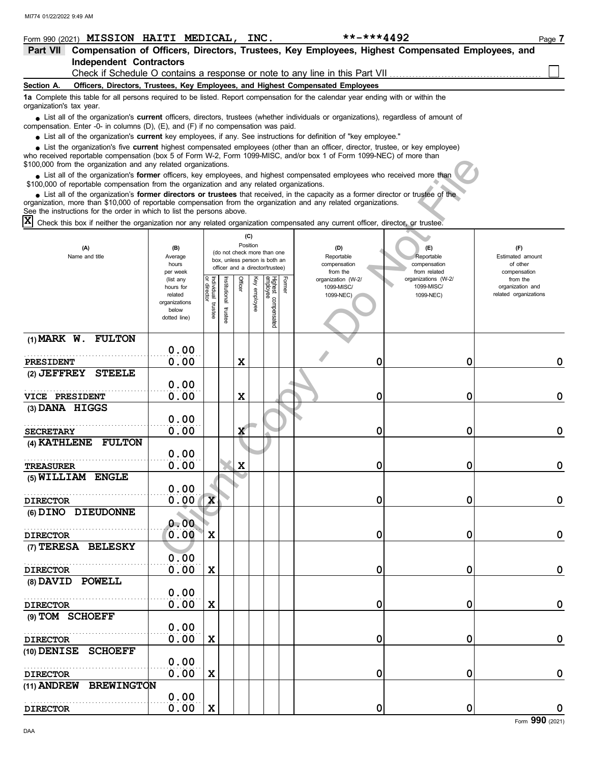Form 990 (2021) **MISSION HAITI MEDICAL, INC.** **-***4492

## Part VII Compensation of Officers, Directors, Trustees, Key Employees, Highest Compensated Employees, and Independent Contractors

Check if Schedule O contains a response or note to any line in this Part VII ☐

### Section A. Officers, Directors, Trustees, Key Employees, and Highest Compensated Employees

**1a** Complete this table for all persons required to be listed. Report compensation for the calendar year ending with or within the organization's tax year.

- List all of the organization's **current** officers, directors, trustees (whether individuals or organizations), regardless of amount of compensation. Enter -0- in columns (D), (E), and (F) if no compensation was paid.
- List all of the organization's **current** key employees, if any. See instructions for definition of "key employee."
- List the organization's five **current** highest compensated employees (other than an officer, director, trustee, or key employee) who received reportable compensation (box 5 of Form W-2, Form 1099-MISC, and/or box 1 of Form 1099-NEC) of more than $100,000 from the organization and any related organizations.
- List all of the organization's **former** officers, key employees, and highest compensated employees who received more than $100,000 of reportable compensation from the organization and any related organizations.
- List all of the organization's **former directors or trustees** that received, in the capacity as a former director or trustee of the organization, more than $10,000 of reportable compensation from the organization and any related organizations.

See the instructions for the order in which to list the persons above.

☒ Check this box if neither the organization nor any related organization compensated any current officer, director, or trustee.

| (A) Name and title | (B) Average hours per week (list any hours for related organizations below dotted line) | (C) Position: Individual trustee or director | Institutional trustee | Officer | Key employee | Highest compensated employee | Former | (D) Reportable compensation from the organization (W-2/1099-MISC/1099-NEC) | (E) Reportable compensation from related organizations (W-2/1099-MISC/1099-NEC) | (F) Estimated amount of other compensation from the organization and related organizations |
|---|---|---|---|---|---|---|---|---|---|---|
| (1) MARK W. FULTON<br>PRESIDENT | 0.00<br>0.00 | | | X | | | | 0 | 0 | 0 |
| (2) JEFFREY STEELE<br>VICE PRESIDENT | 0.00<br>0.00 | | | X | | | | 0 | 0 | 0 |
| (3) DANA HIGGS<br>SECRETARY | 0.00<br>0.00 | | | X | | | | 0 | 0 | 0 |
| (4) KATHLENE FULTON<br>TREASURER | 0.00<br>0.00 | | | X | | | | 0 | 0 | 0 |
| (5) WILLIAM ENGLE<br>DIRECTOR | 0.00<br>0.00 | X | | | | | | 0 | 0 | 0 |
| (6) DINO DIEUDONNE<br>DIRECTOR | 0.00<br>0.00 | X | | | | | | 0 | 0 | 0 |
| (7) TERESA BELESKY<br>DIRECTOR | 0.00<br>0.00 | X | | | | | | 0 | 0 | 0 |
| (8) DAVID POWELL<br>DIRECTOR | 0.00<br>0.00 | X | | | | | | 0 | 0 | 0 |
| (9) TOM SCHOEFF<br>DIRECTOR | 0.00<br>0.00 | X | | | | | | 0 | 0 | 0 |
| (10) DENISE SCHOEFF<br>DIRECTOR | 0.00<br>0.00 | X | | | | | | 0 | 0 | 0 |
| (11) ANDREW BREWINGTON<br>DIRECTOR | 0.00<br>0.00 | X | | | | | | 0 | 0 | 0 |

Form **990** (2021)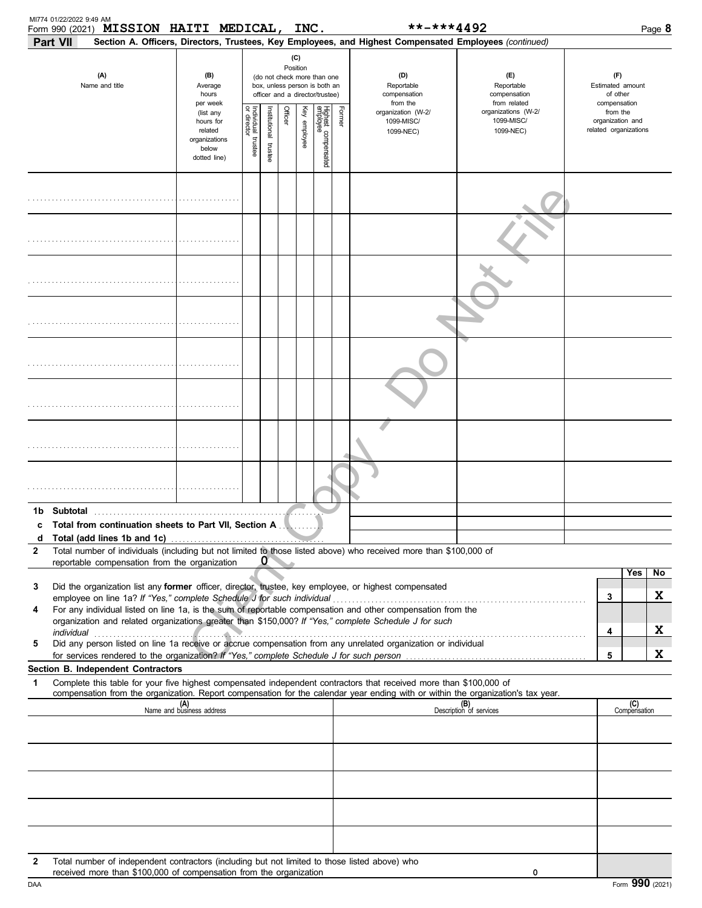Form 990 (2021) **MISSION HAITI MEDICAL, INC.** **-***4492

**Part VII** **Section A. Officers, Directors, Trustees, Key Employees, and Highest Compensated Employees** *(continued)*

| (A) Name and title | (B) Average hours per week (list any hours for related organizations below dotted line) | (C) Position (do not check more than one box, unless person is both an officer and a director/trustee) Individual trustee or director | Institutional trustee | Officer | Key employee | Highest compensated employee | Former | (D) Reportable compensation from the organization (W-2/ 1099-MISC/ 1099-NEC) | (E) Reportable compensation from related organizations (W-2/ 1099-MISC/ 1099-NEC) | (F) Estimated amount of other compensation from the organization and related organizations |
|---|---|---|---|---|---|---|---|---|---|---|
| | | | | | | | | | | |
| | | | | | | | | | | |
| | | | | | | | | | | |
| | | | | | | | | | | |
| | | | | | | | | | | |
| | | | | | | | | | | |
| | | | | | | | | | | |
| | | | | | | | | | | |

**1b Subtotal**

**c Total from continuation sheets to Part VII, Section A**

**d Total (add lines 1b and 1c)**

**2** Total number of individuals (including but not limited to those listed above) who received more than $100,000 of reportable compensation from the organization **0**

| | | Yes | No |
|---|---|---|---|
| **3** Did the organization list any **former** officer, director, trustee, key employee, or highest compensated employee on line 1a? *If "Yes," complete Schedule J for such individual* | 3 | | X |
| **4** For any individual listed on line 1a, is the sum of reportable compensation and other compensation from the organization and related organizations greater than $150,000? *If "Yes," complete Schedule J for such individual* | 4 | | X |
| **5** Did any person listed on line 1a receive or accrue compensation from any unrelated organization or individual for services rendered to the organization? *If "Yes," complete Schedule J for such person* | 5 | | X |

**Section B. Independent Contractors**

**1** Complete this table for your five highest compensated independent contractors that received more than $100,000 of compensation from the organization. Report compensation for the calendar year ending with or within the organization's tax year.

| (A) Name and business address | (B) Description of services | (C) Compensation |
|---|---|---|
| | | |
| | | |
| | | |
| | | |
| | | |

**2** Total number of independent contractors (including but not limited to those listed above) who received more than $100,000 of compensation from the organization **0**

Form **990** (2021)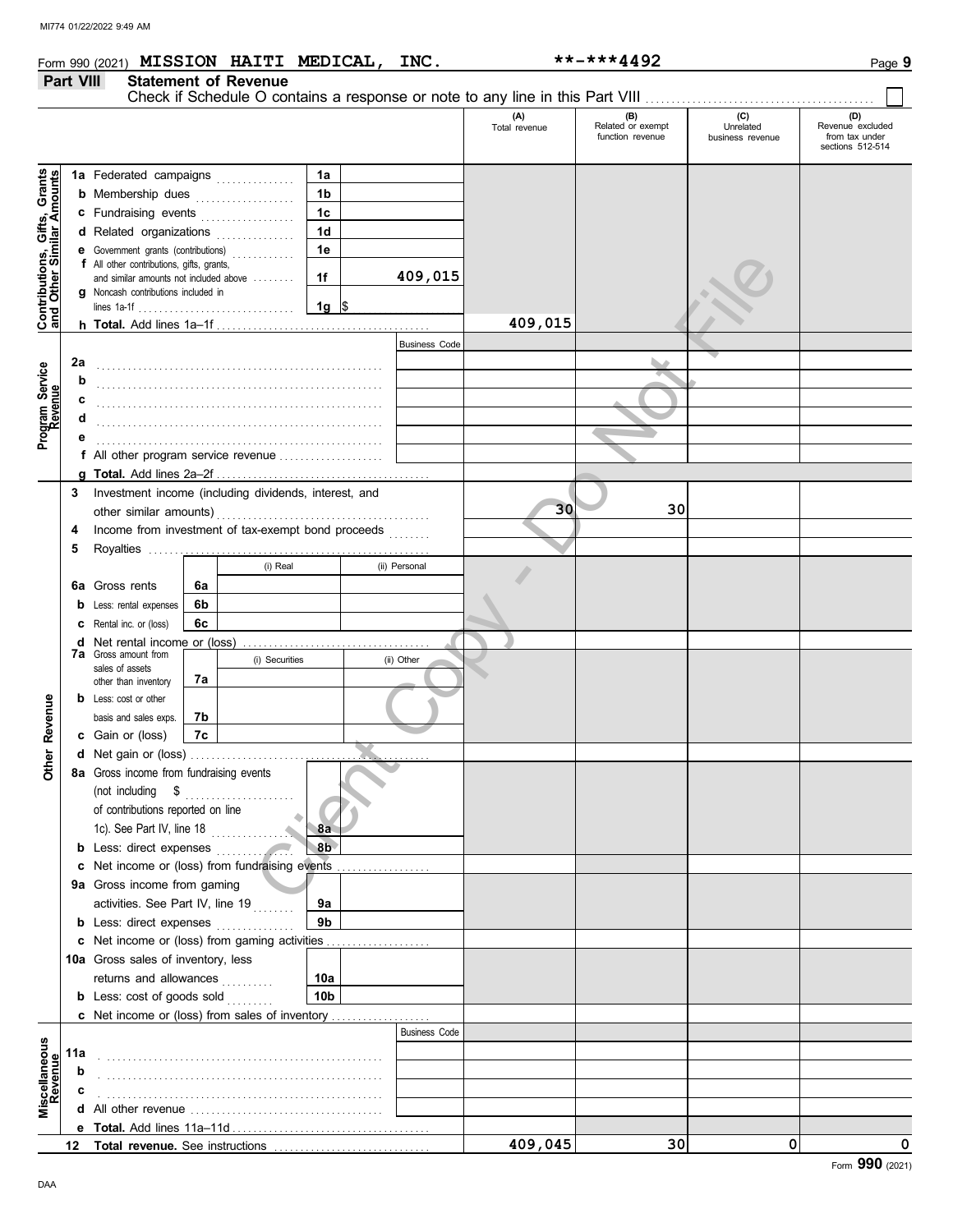MI774 01/22/2022 9:49 AM

Form 990 (2021) **MISSION HAITI MEDICAL, INC.** **-***4492

## Part VIII Statement of Revenue

Check if Schedule O contains a response or note to any line in this Part VIII ☐

| | | | (A) Total revenue | (B) Related or exempt function revenue | (C) Unrelated business revenue | (D) Revenue excluded from tax under sections 512-514 |
|---|---|---|---|---|---|---|
| **Contributions, Gifts, Grants and Other Similar Amounts** | 1a Federated campaigns | 1a | | | | |
| | b Membership dues | 1b | | | | |
| | c Fundraising events | 1c | | | | |
| | d Related organizations | 1d | | | | |
| | e Government grants (contributions) | 1e | | | | |
| | f All other contributions, gifts, grants, and similar amounts not included above | 1f 409,015 | | | | |
| | g Noncash contributions included in lines 1a-1f | 1g $ | | | | |
| | h **Total.** Add lines 1a–1f | | 409,015 | | | |
| **Program Service Revenue** | | Business Code | | | | |
| | 2a | | | | | |
| | b | | | | | |
| | c | | | | | |
| | d | | | | | |
| | e | | | | | |
| | f All other program service revenue | | | | | |
| | g **Total.** Add lines 2a–2f | | | | | |
| **Other Revenue** | 3 Investment income (including dividends, interest, and other similar amounts) | | 30 | 30 | | |
| | 4 Income from investment of tax-exempt bond proceeds | | | | | |
| | 5 Royalties | | | | | |
| | 6a Gross rents — 6a (i) Real / (ii) Personal | | | | | |
| | b Less: rental expenses — 6b | | | | | |
| | c Rental inc. or (loss) — 6c | | | | | |
| | d Net rental income or (loss) | | | | | |
| | 7a Gross amount from sales of assets other than inventory — 7a (i) Securities / (ii) Other | | | | | |
| | b Less: cost or other basis and sales exps. — 7b | | | | | |
| | c Gain or (loss) — 7c | | | | | |
| | d Net gain or (loss) | | | | | |
| | 8a Gross income from fundraising events (not including $ of contributions reported on line 1c). See Part IV, line 18 | 8a | | | | |
| | b Less: direct expenses | 8b | | | | |
| | c Net income or (loss) from fundraising events | | | | | |
| | 9a Gross income from gaming activities. See Part IV, line 19 | 9a | | | | |
| | b Less: direct expenses | 9b | | | | |
| | c Net income or (loss) from gaming activities | | | | | |
| | 10a Gross sales of inventory, less returns and allowances | 10a | | | | |
| | b Less: cost of goods sold | 10b | | | | |
| | c Net income or (loss) from sales of inventory | | | | | |
| **Miscellaneous Revenue** | | Business Code | | | | |
| | 11a | | | | | |
| | b | | | | | |
| | c | | | | | |
| | d All other revenue | | | | | |
| | e **Total.** Add lines 11a–11d | | | | | |
| | 12 **Total revenue.** See instructions | | 409,045 | 30 | 0 | 0 |

Form **990** (2021)

DAA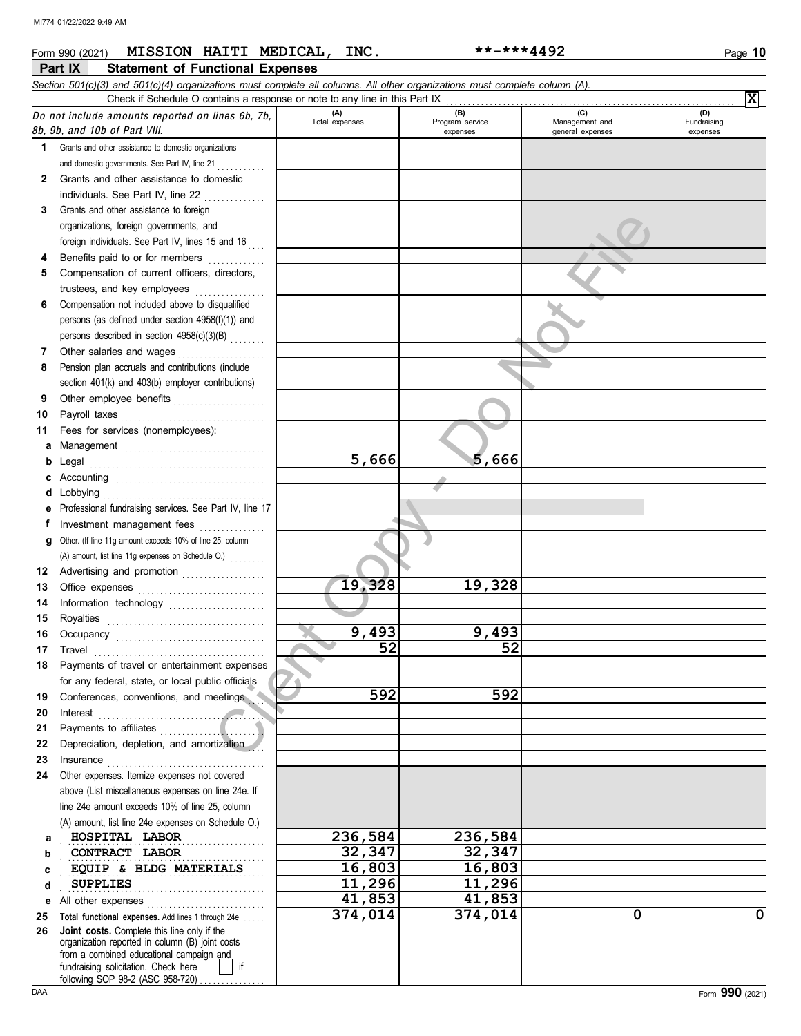MI774 01/22/2022 9:49 AM

Form 990 (2021) **MISSION HAITI MEDICAL, INC.** **\*\*-\*\*\*4492**

## Part IX Statement of Functional Expenses

*Section 501(c)(3) and 501(c)(4) organizations must complete all columns. All other organizations must complete column (A).*

Check if Schedule O contains a response or note to any line in this Part IX . . . . . . . . . . **X**

| *Do not include amounts reported on lines 6b, 7b, 8b, 9b, and 10b of Part VIII.* | (A) Total expenses | (B) Program service expenses | (C) Management and general expenses | (D) Fundraising expenses |
|---|---|---|---|---|
| **1** Grants and other assistance to domestic organizations and domestic governments. See Part IV, line 21 | | | | |
| **2** Grants and other assistance to domestic individuals. See Part IV, line 22 | | | | |
| **3** Grants and other assistance to foreign organizations, foreign governments, and foreign individuals. See Part IV, lines 15 and 16 | | | | |
| **4** Benefits paid to or for members | | | | |
| **5** Compensation of current officers, directors, trustees, and key employees | | | | |
| **6** Compensation not included above to disqualified persons (as defined under section 4958(f)(1)) and persons described in section 4958(c)(3)(B) | | | | |
| **7** Other salaries and wages | | | | |
| **8** Pension plan accruals and contributions (include section 401(k) and 403(b) employer contributions) | | | | |
| **9** Other employee benefits | | | | |
| **10** Payroll taxes | | | | |
| **11** Fees for services (nonemployees): | | | | |
| **a** Management | | | | |
| **b** Legal | 5,666 | 5,666 | | |
| **c** Accounting | | | | |
| **d** Lobbying | | | | |
| **e** Professional fundraising services. See Part IV, line 17 | | | | |
| **f** Investment management fees | | | | |
| **g** Other. (If line 11g amount exceeds 10% of line 25, column (A) amount, list line 11g expenses on Schedule O.) | | | | |
| **12** Advertising and promotion | | | | |
| **13** Office expenses | 19,328 | 19,328 | | |
| **14** Information technology | | | | |
| **15** Royalties | | | | |
| **16** Occupancy | 9,493 | 9,493 | | |
| **17** Travel | 52 | 52 | | |
| **18** Payments of travel or entertainment expenses for any federal, state, or local public officials | | | | |
| **19** Conferences, conventions, and meetings | 592 | 592 | | |
| **20** Interest | | | | |
| **21** Payments to affiliates | | | | |
| **22** Depreciation, depletion, and amortization | | | | |
| **23** Insurance | | | | |
| **24** Other expenses. Itemize expenses not covered above (List miscellaneous expenses on line 24e. If line 24e amount exceeds 10% of line 25, column (A) amount, list line 24e expenses on Schedule O.) | | | | |
| **a** HOSPITAL LABOR | 236,584 | 236,584 | | |
| **b** CONTRACT LABOR | 32,347 | 32,347 | | |
| **c** EQUIP & BLDG MATERIALS | 16,803 | 16,803 | | |
| **d** SUPPLIES | 11,296 | 11,296 | | |
| **e** All other expenses | 41,853 | 41,853 | | |
| **25 Total functional expenses.** Add lines 1 through 24e | 374,014 | 374,014 | 0 | 0 |
| **26 Joint costs.** Complete this line only if the organization reported in column (B) joint costs from a combined educational campaign and fundraising solicitation. Check here ☐ if following SOP 98-2 (ASC 958-720) | | | | |

DAA Form **990** (2021)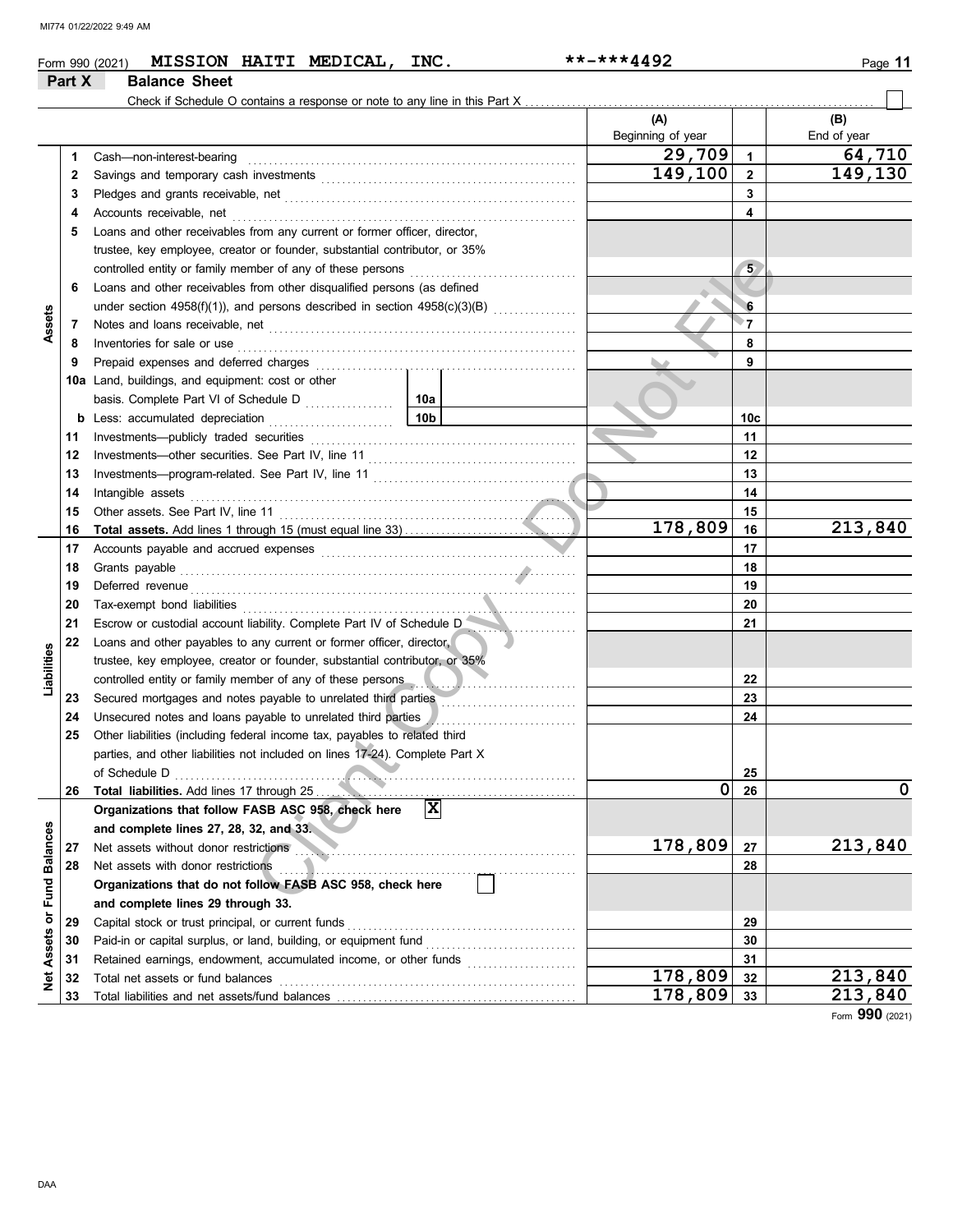Form 990 (2021) **MISSION HAITI MEDICAL, INC.** **-***4492

## Part X Balance Sheet

Check if Schedule O contains a response or note to any line in this Part X

| | | | | (A) Beginning of year | | (B) End of year |
|---|---|---|---|---|---|---|
| **Assets** | 1 | Cash—non-interest-bearing | | 29,709 | 1 | 64,710 |
| | 2 | Savings and temporary cash investments | | 149,100 | 2 | 149,130 |
| | 3 | Pledges and grants receivable, net | | | 3 | |
| | 4 | Accounts receivable, net | | | 4 | |
| | 5 | Loans and other receivables from any current or former officer, director, trustee, key employee, creator or founder, substantial contributor, or 35% controlled entity or family member of any of these persons | | | 5 | |
| | 6 | Loans and other receivables from other disqualified persons (as defined under section 4958(f)(1)), and persons described in section 4958(c)(3)(B) | | | 6 | |
| | 7 | Notes and loans receivable, net | | | 7 | |
| | 8 | Inventories for sale or use | | | 8 | |
| | 9 | Prepaid expenses and deferred charges | | | 9 | |
| | 10a | Land, buildings, and equipment: cost or other basis. Complete Part VI of Schedule D | 10a | | | |
| | b | Less: accumulated depreciation | 10b | | 10c | |
| | 11 | Investments—publicly traded securities | | | 11 | |
| | 12 | Investments—other securities. See Part IV, line 11 | | | 12 | |
| | 13 | Investments—program-related. See Part IV, line 11 | | | 13 | |
| | 14 | Intangible assets | | | 14 | |
| | 15 | Other assets. See Part IV, line 11 | | | 15 | |
| | 16 | **Total assets.** Add lines 1 through 15 (must equal line 33) | | 178,809 | 16 | 213,840 |
| **Liabilities** | 17 | Accounts payable and accrued expenses | | | 17 | |
| | 18 | Grants payable | | | 18 | |
| | 19 | Deferred revenue | | | 19 | |
| | 20 | Tax-exempt bond liabilities | | | 20 | |
| | 21 | Escrow or custodial account liability. Complete Part IV of Schedule D | | | 21 | |
| | 22 | Loans and other payables to any current or former officer, director, trustee, key employee, creator or founder, substantial contributor, or 35% controlled entity or family member of any of these persons | | | 22 | |
| | 23 | Secured mortgages and notes payable to unrelated third parties | | | 23 | |
| | 24 | Unsecured notes and loans payable to unrelated third parties | | | 24 | |
| | 25 | Other liabilities (including federal income tax, payables to related third parties, and other liabilities not included on lines 17-24). Complete Part X of Schedule D | | | 25 | |
| | 26 | **Total liabilities.** Add lines 17 through 25 | | 0 | 26 | 0 |
| **Net Assets or Fund Balances** | | **Organizations that follow FASB ASC 958, check here** [X] **and complete lines 27, 28, 32, and 33.** | | | | |
| | 27 | Net assets without donor restrictions | | 178,809 | 27 | 213,840 |
| | 28 | Net assets with donor restrictions | | | 28 | |
| | | **Organizations that do not follow FASB ASC 958, check here** [ ] **and complete lines 29 through 33.** | | | | |
| | 29 | Capital stock or trust principal, or current funds | | | 29 | |
| | 30 | Paid-in or capital surplus, or land, building, or equipment fund | | | 30 | |
| | 31 | Retained earnings, endowment, accumulated income, or other funds | | | 31 | |
| | 32 | Total net assets or fund balances | | 178,809 | 32 | 213,840 |
| | 33 | Total liabilities and net assets/fund balances | | 178,809 | 33 | 213,840 |

Form **990** (2021)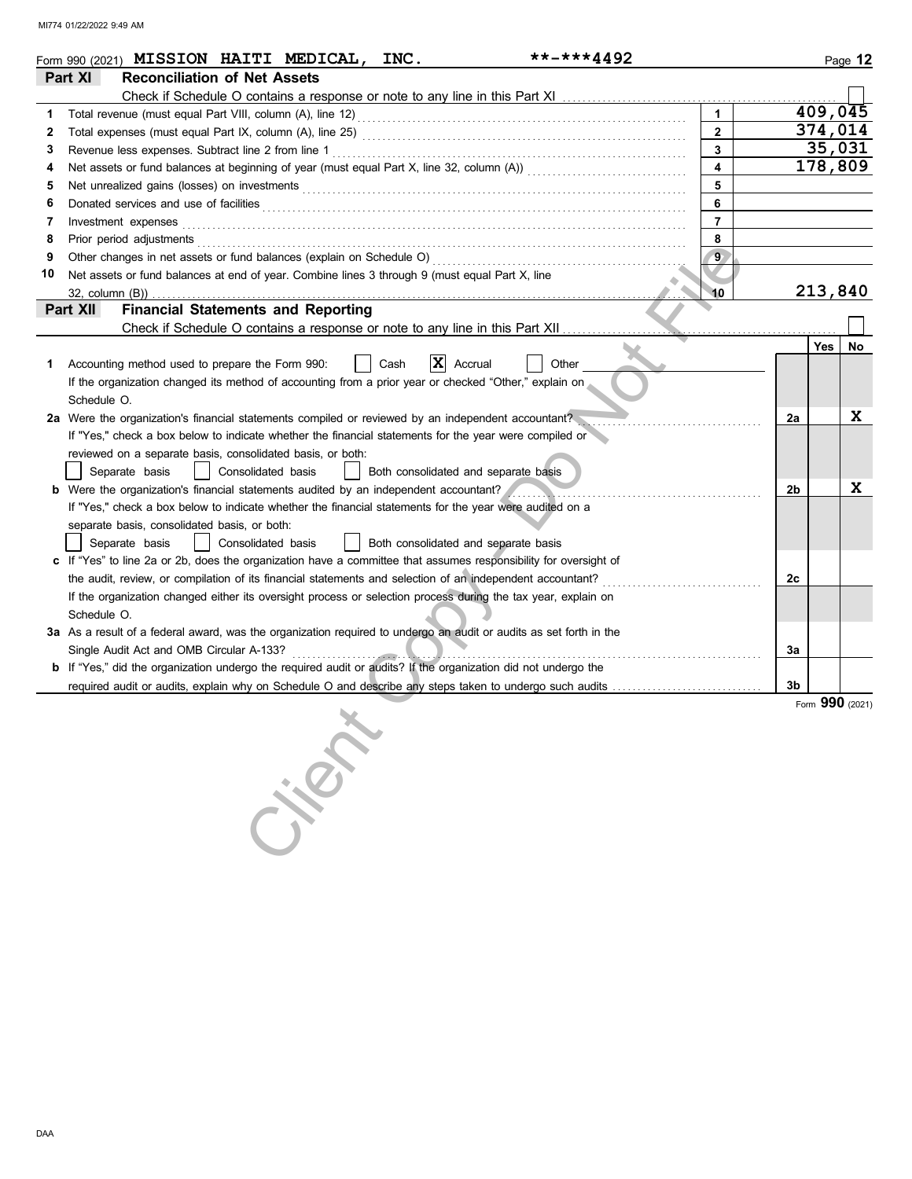Form 990 (2021) **MISSION HAITI MEDICAL, INC.** **-***4492

## Part XI Reconciliation of Net Assets

Check if Schedule O contains a response or note to any line in this Part XI ☐

| | | | |
|---|---|---|---|
| 1 | Total revenue (must equal Part VIII, column (A), line 12) | 1 | 409,045 |
| 2 | Total expenses (must equal Part IX, column (A), line 25) | 2 | 374,014 |
| 3 | Revenue less expenses. Subtract line 2 from line 1 | 3 | 35,031 |
| 4 | Net assets or fund balances at beginning of year (must equal Part X, line 32, column (A)) | 4 | 178,809 |
| 5 | Net unrealized gains (losses) on investments | 5 | |
| 6 | Donated services and use of facilities | 6 | |
| 7 | Investment expenses | 7 | |
| 8 | Prior period adjustments | 8 | |
| 9 | Other changes in net assets or fund balances (explain on Schedule O) | 9 | |
| 10 | Net assets or fund balances at end of year. Combine lines 3 through 9 (must equal Part X, line 32, column (B)) | 10 | 213,840 |

## Part XII Financial Statements and Reporting

Check if Schedule O contains a response or note to any line in this Part XII ☐

| | | | Yes | No |
|---|---|---|---|---|
| 1 | Accounting method used to prepare the Form 990: ☐ Cash ☒ Accrual ☐ Other<br>If the organization changed its method of accounting from a prior year or checked "Other," explain on Schedule O. | | | |
| 2a | Were the organization's financial statements compiled or reviewed by an independent accountant?<br>If "Yes," check a box below to indicate whether the financial statements for the year were compiled or reviewed on a separate basis, consolidated basis, or both:<br>☐ Separate basis ☐ Consolidated basis ☐ Both consolidated and separate basis | 2a | | X |
| b | Were the organization's financial statements audited by an independent accountant?<br>If "Yes," check a box below to indicate whether the financial statements for the year were audited on a separate basis, consolidated basis, or both:<br>☐ Separate basis ☐ Consolidated basis ☐ Both consolidated and separate basis | 2b | | X |
| c | If "Yes" to line 2a or 2b, does the organization have a committee that assumes responsibility for oversight of the audit, review, or compilation of its financial statements and selection of an independent accountant?<br>If the organization changed either its oversight process or selection process during the tax year, explain on Schedule O. | 2c | | |
| 3a | As a result of a federal award, was the organization required to undergo an audit or audits as set forth in the Single Audit Act and OMB Circular A-133? | 3a | | |
| b | If "Yes," did the organization undergo the required audit or audits? If the organization did not undergo the required audit or audits, explain why on Schedule O and describe any steps taken to undergo such audits | 3b | | |

Form **990** (2021)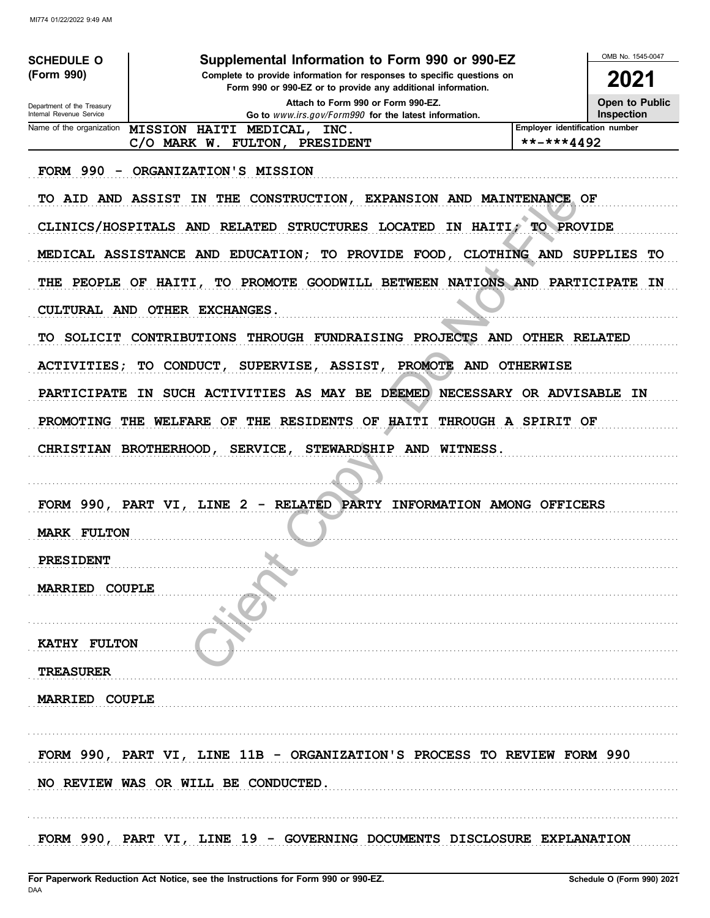MI774 01/22/2022 9:49 AM

| SCHEDULE O (Form 990) Department of the Treasury Internal Revenue Service | **Supplemental Information to Form 990 or 990-EZ** Complete to provide information for responses to specific questions on Form 990 or 990-EZ or to provide any additional information. Attach to Form 990 or Form 990-EZ. Go to *www.irs.gov/Form990* for the latest information. | OMB No. 1545-0047 **2021** **Open to Public Inspection** |
|---|---|---|

| Name of the organization | Employer identification number |
|---|---|
| MISSION HAITI MEDICAL, INC. C/O MARK W. FULTON, PRESIDENT | **-***4492 |

FORM 990 - ORGANIZATION'S MISSION

TO AID AND ASSIST IN THE CONSTRUCTION, EXPANSION AND MAINTENANCE OF CLINICS/HOSPITALS AND RELATED STRUCTURES LOCATED IN HAITI; TO PROVIDE MEDICAL ASSISTANCE AND EDUCATION; TO PROVIDE FOOD, CLOTHING AND SUPPLIES TO THE PEOPLE OF HAITI, TO PROMOTE GOODWILL BETWEEN NATIONS AND PARTICIPATE IN CULTURAL AND OTHER EXCHANGES.

TO SOLICIT CONTRIBUTIONS THROUGH FUNDRAISING PROJECTS AND OTHER RELATED ACTIVITIES; TO CONDUCT, SUPERVISE, ASSIST, PROMOTE AND OTHERWISE PARTICIPATE IN SUCH ACTIVITIES AS MAY BE DEEMED NECESSARY OR ADVISABLE IN PROMOTING THE WELFARE OF THE RESIDENTS OF HAITI THROUGH A SPIRIT OF CHRISTIAN BROTHERHOOD, SERVICE, STEWARDSHIP AND WITNESS.

FORM 990, PART VI, LINE 2 - RELATED PARTY INFORMATION AMONG OFFICERS

MARK FULTON

PRESIDENT

MARRIED COUPLE

KATHY FULTON

TREASURER

MARRIED COUPLE

FORM 990, PART VI, LINE 11B - ORGANIZATION'S PROCESS TO REVIEW FORM 990

NO REVIEW WAS OR WILL BE CONDUCTED.

FORM 990, PART VI, LINE 19 - GOVERNING DOCUMENTS DISCLOSURE EXPLANATION

For Paperwork Reduction Act Notice, see the Instructions for Form 990 or 990-EZ. Schedule O (Form 990) 2021

DAA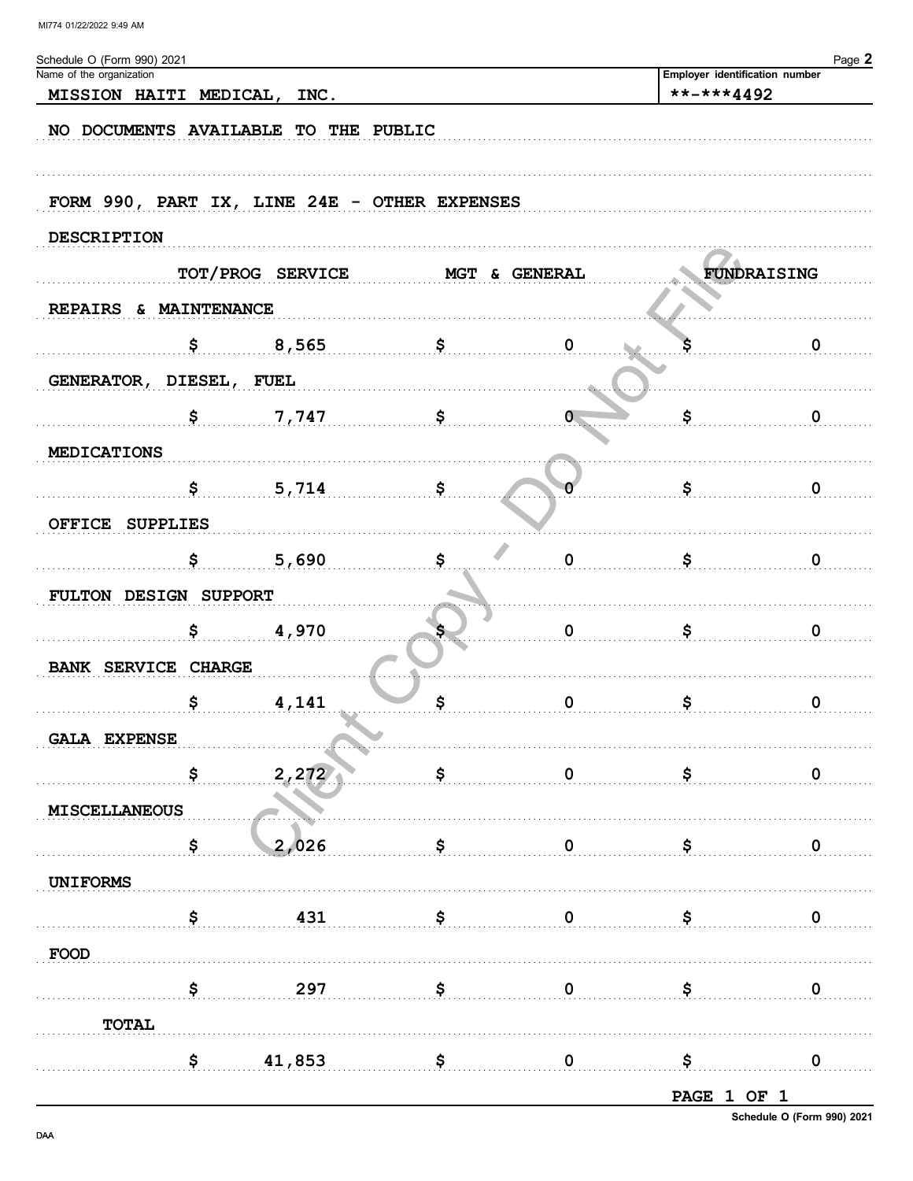Schedule O (Form 990) 2021

Name of the organization: MISSION HAITI MEDICAL, INC.

Employer identification number: **-***4492

NO DOCUMENTS AVAILABLE TO THE PUBLIC

FORM 990, PART IX, LINE 24E - OTHER EXPENSES

| DESCRIPTION | TOT/PROG SERVICE | MGT & GENERAL | FUNDRAISING |
|---|---|---|---|
| REPAIRS & MAINTENANCE | $ 8,565 | $ 0 | $ 0 |
| GENERATOR, DIESEL, FUEL | $ 7,747 | $ 0 | $ 0 |
| MEDICATIONS | $ 5,714 | $ 0 | $ 0 |
| OFFICE SUPPLIES | $ 5,690 | $ 0 | $ 0 |
| FULTON DESIGN SUPPORT | $ 4,970 | $ 0 | $ 0 |
| BANK SERVICE CHARGE | $ 4,141 | $ 0 | $ 0 |
| GALA EXPENSE | $ 2,272 | $ 0 | $ 0 |
| MISCELLANEOUS | $ 2,026 | $ 0 | $ 0 |
| UNIFORMS | $ 431 | $ 0 | $ 0 |
| FOOD | $ 297 | $ 0 | $ 0 |
| TOTAL | $ 41,853 | $ 0 | $ 0 |

PAGE 1 OF 1

Schedule O (Form 990) 2021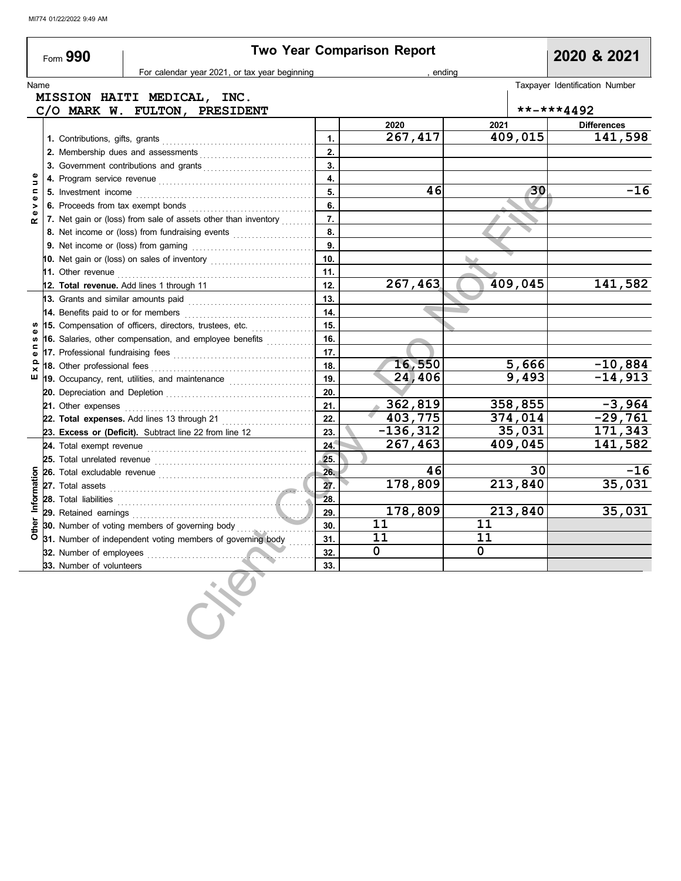MI774 01/22/2022 9:49 AM

# Form 990 — Two Year Comparison Report — 2020 & 2021

For calendar year 2021, or tax year beginning , ending

Name: MISSION HAITI MEDICAL, INC.
C/O MARK W. FULTON, PRESIDENT

Taxpayer Identification Number: **-***4492

| Section | Line | | 2020 | 2021 | Differences |
|---|---|---|---|---|---|
| Revenue | 1. Contributions, gifts, grants | 1. | 267,417 | 409,015 | 141,598 |
| | 2. Membership dues and assessments | 2. | | | |
| | 3. Government contributions and grants | 3. | | | |
| | 4. Program service revenue | 4. | | | |
| | 5. Investment income | 5. | 46 | 30 | -16 |
| | 6. Proceeds from tax exempt bonds | 6. | | | |
| | 7. Net gain or (loss) from sale of assets other than inventory | 7. | | | |
| | 8. Net income or (loss) from fundraising events | 8. | | | |
| | 9. Net income or (loss) from gaming | 9. | | | |
| | 10. Net gain or (loss) on sales of inventory | 10. | | | |
| | 11. Other revenue | 11. | | | |
| | 12. **Total revenue.** Add lines 1 through 11 | 12. | 267,463 | 409,045 | 141,582 |
| Expenses | 13. Grants and similar amounts paid | 13. | | | |
| | 14. Benefits paid to or for members | 14. | | | |
| | 15. Compensation of officers, directors, trustees, etc. | 15. | | | |
| | 16. Salaries, other compensation, and employee benefits | 16. | | | |
| | 17. Professional fundraising fees | 17. | | | |
| | 18. Other professional fees | 18. | 16,550 | 5,666 | -10,884 |
| | 19. Occupancy, rent, utilities, and maintenance | 19. | 24,406 | 9,493 | -14,913 |
| | 20. Depreciation and Depletion | 20. | | | |
| | 21. Other expenses | 21. | 362,819 | 358,855 | -3,964 |
| | 22. **Total expenses.** Add lines 13 through 21 | 22. | 403,775 | 374,014 | -29,761 |
| | 23. **Excess or (Deficit).** Subtract line 22 from line 12 | 23. | -136,312 | 35,031 | 171,343 |
| Other Information | 24. Total exempt revenue | 24. | 267,463 | 409,045 | 141,582 |
| | 25. Total unrelated revenue | 25. | | | |
| | 26. Total excludable revenue | 26. | 46 | 30 | -16 |
| | 27. Total assets | 27. | 178,809 | 213,840 | 35,031 |
| | 28. Total liabilities | 28. | | | |
| | 29. Retained earnings | 29. | 178,809 | 213,840 | 35,031 |
| | 30. Number of voting members of governing body | 30. | 11 | 11 | |
| | 31. Number of independent voting members of governing body | 31. | 11 | 11 | |
| | 32. Number of employees | 32. | 0 | 0 | |
| | 33. Number of volunteers | 33. | | | |

Client Copy - Do Not File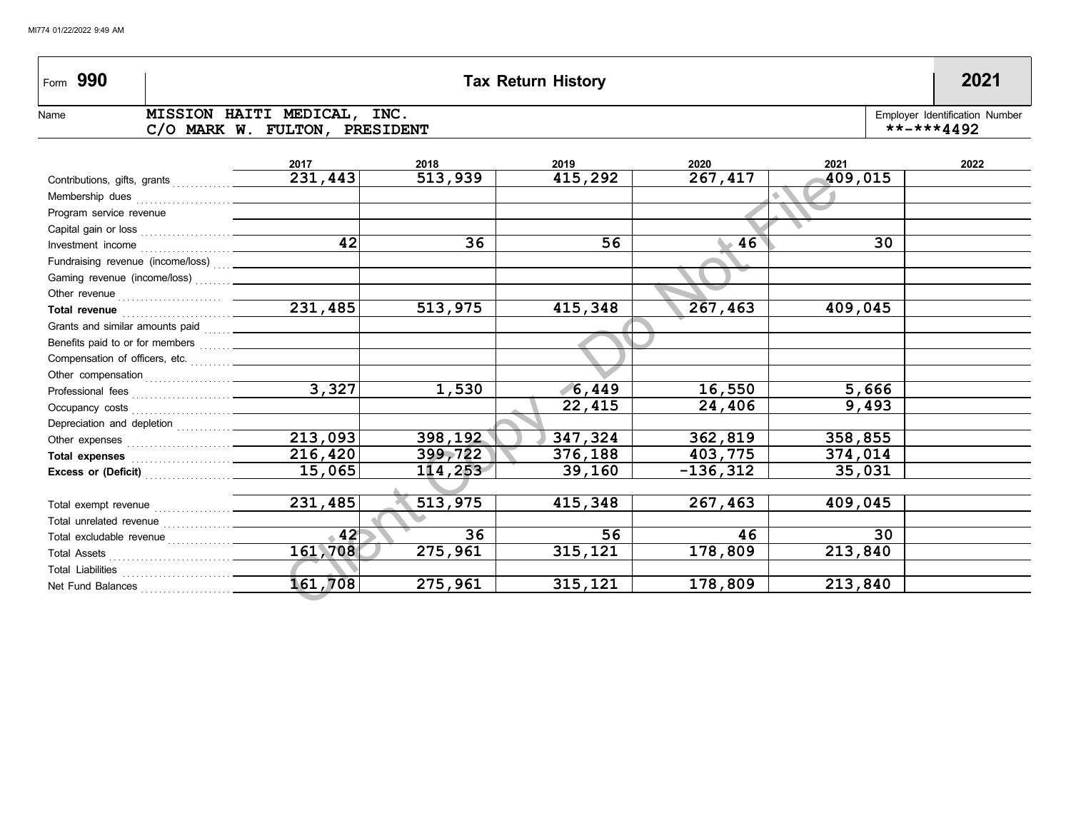MI774 01/22/2022 9:49 AM

# Form 990 — Tax Return History — 2021

Name: MISSION HAITI MEDICAL, INC.
C/O MARK W. FULTON, PRESIDENT

Employer Identification Number: **-***4492

| | 2017 | 2018 | 2019 | 2020 | 2021 | 2022 |
|---|---|---|---|---|---|---|
| Contributions, gifts, grants | 231,443 | 513,939 | 415,292 | 267,417 | 409,015 | |
| Membership dues | | | | | | |
| Program service revenue | | | | | | |
| Capital gain or loss | | | | | | |
| Investment income | 42 | 36 | 56 | 46 | 30 | |
| Fundraising revenue (income/loss) | | | | | | |
| Gaming revenue (income/loss) | | | | | | |
| Other revenue | | | | | | |
| **Total revenue** | 231,485 | 513,975 | 415,348 | 267,463 | 409,045 | |
| Grants and similar amounts paid | | | | | | |
| Benefits paid to or for members | | | | | | |
| Compensation of officers, etc. | | | | | | |
| Other compensation | | | | | | |
| Professional fees | 3,327 | 1,530 | 6,449 | 16,550 | 5,666 | |
| Occupancy costs | | | 22,415 | 24,406 | 9,493 | |
| Depreciation and depletion | | | | | | |
| Other expenses | 213,093 | 398,192 | 347,324 | 362,819 | 358,855 | |
| **Total expenses** | 216,420 | 399,722 | 376,188 | 403,775 | 374,014 | |
| **Excess or (Deficit)** | 15,065 | 114,253 | 39,160 | -136,312 | 35,031 | |
| Total exempt revenue | 231,485 | 513,975 | 415,348 | 267,463 | 409,045 | |
| Total unrelated revenue | | | | | | |
| Total excludable revenue | 42 | 36 | 56 | 46 | 30 | |
| Total Assets | 161,708 | 275,961 | 315,121 | 178,809 | 213,840 | |
| Total Liabilities | | | | | | |
| Net Fund Balances | 161,708 | 275,961 | 315,121 | 178,809 | 213,840 | |

Client Copy - Do Not File